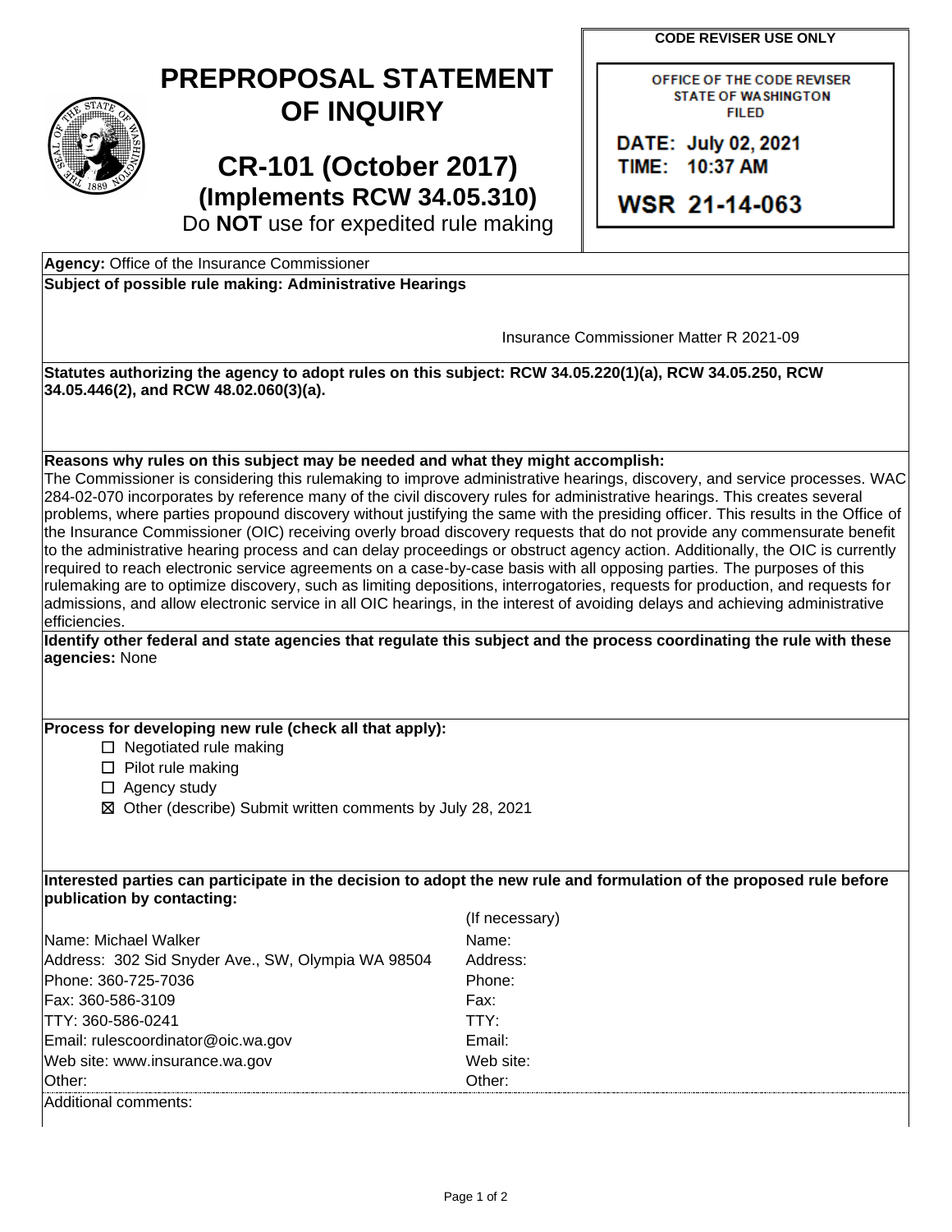# PREPROPOSAL STATEMENT OF INQUIRY

## CR-101 (October 2017)

### (Implements RCW 34.05.310)

Do **NOT** use for expedited rule making

**CODE REVISER USE ONLY**

OFFICE OF THE CODE REVISER
STATE OF WASHINGTON
FILED

DATE: July 02, 2021
TIME: 10:37 AM

WSR 21-14-063

**Agency:** Office of the Insurance Commissioner

**Subject of possible rule making: Administrative Hearings**

Insurance Commissioner Matter R 2021-09

**Statutes authorizing the agency to adopt rules on this subject: RCW 34.05.220(1)(a), RCW 34.05.250, RCW 34.05.446(2), and RCW 48.02.060(3)(a).**

**Reasons why rules on this subject may be needed and what they might accomplish:**
The Commissioner is considering this rulemaking to improve administrative hearings, discovery, and service processes. WAC 284-02-070 incorporates by reference many of the civil discovery rules for administrative hearings. This creates several problems, where parties propound discovery without justifying the same with the presiding officer. This results in the Office of the Insurance Commissioner (OIC) receiving overly broad discovery requests that do not provide any commensurate benefit to the administrative hearing process and can delay proceedings or obstruct agency action. Additionally, the OIC is currently required to reach electronic service agreements on a case-by-case basis with all opposing parties. The purposes of this rulemaking are to optimize discovery, such as limiting depositions, interrogatories, requests for production, and requests for admissions, and allow electronic service in all OIC hearings, in the interest of avoiding delays and achieving administrative efficiencies.

**Identify other federal and state agencies that regulate this subject and the process coordinating the rule with these agencies:** None

**Process for developing new rule (check all that apply):**

- ☐ Negotiated rule making
- ☐ Pilot rule making
- ☐ Agency study
- ☒ Other (describe) Submit written comments by July 28, 2021

**Interested parties can participate in the decision to adopt the new rule and formulation of the proposed rule before publication by contacting:**

| | (If necessary) |
|---|---|
| Name: Michael Walker | Name: |
| Address: 302 Sid Snyder Ave., SW, Olympia WA 98504 | Address: |
| Phone: 360-725-7036 | Phone: |
| Fax: 360-586-3109 | Fax: |
| TTY: 360-586-0241 | TTY: |
| Email: rulescoordinator@oic.wa.gov | Email: |
| Web site: www.insurance.wa.gov | Web site: |
| Other: | Other: |

Additional comments: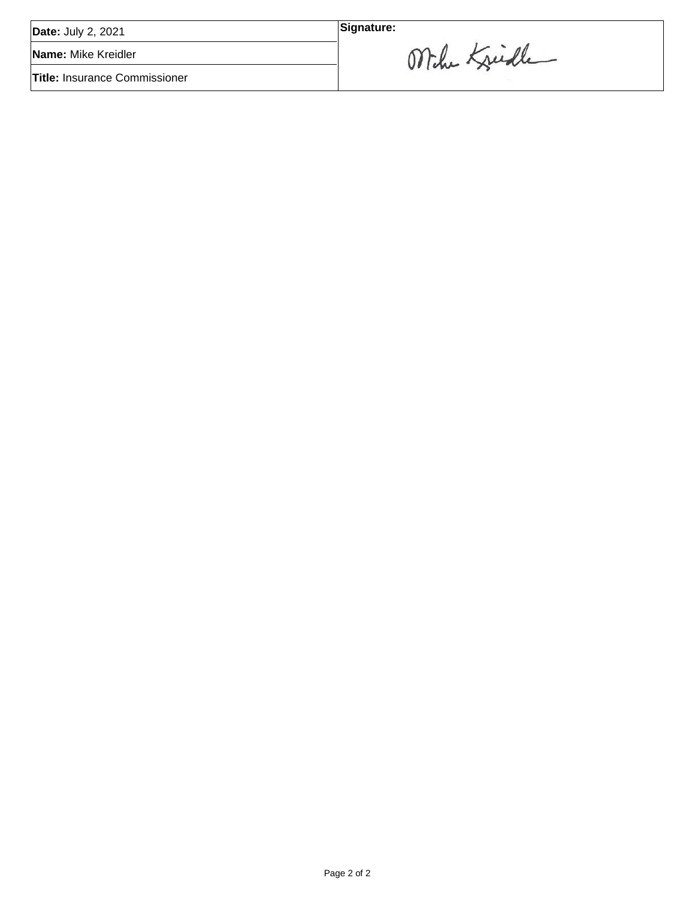| | |
|---|---|
| **Date:** July 2, 2021 | **Signature:** |
| **Name:** Mike Kreidler | |
| **Title:** Insurance Commissioner | |